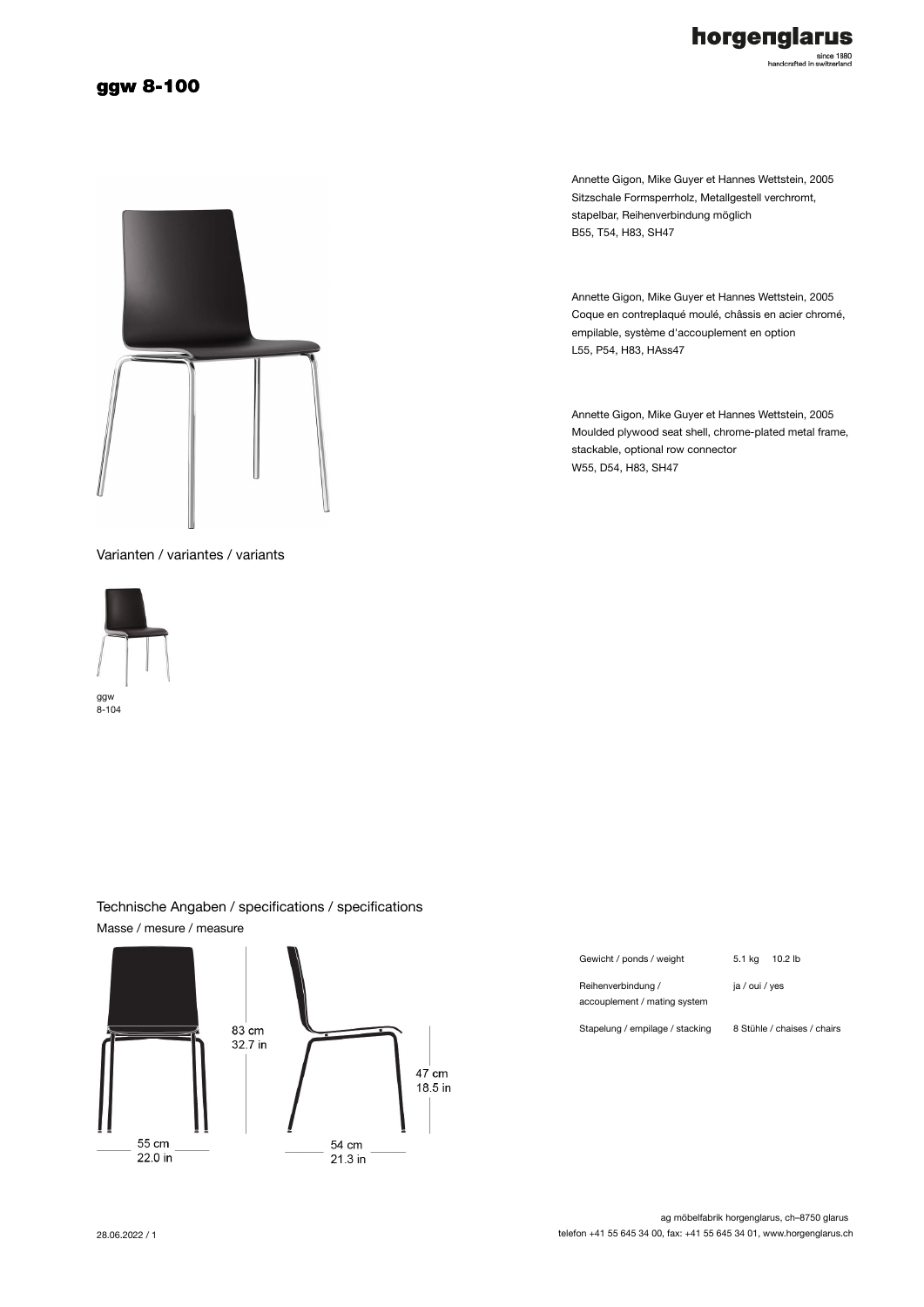# ggw 8-100

Annette Gigon, Mike Guyer et Hannes Wettstein, 2005
Sitzschale Formsperrholz, Metallgestell verchromt, stapelbar, Reihenverbindung möglich
B55, T54, H83, SH47

Annette Gigon, Mike Guyer et Hannes Wettstein, 2005
Coque en contreplaqué moulé, châssis en acier chromé, empilable, système d'accouplement en option
L55, P54, H83, HAss47

Annette Gigon, Mike Guyer et Hannes Wettstein, 2005
Moulded plywood seat shell, chrome-plated metal frame, stackable, optional row connector
W55, D54, H83, SH47

## Varianten / variantes / variants

ggw 8-104

## Technische Angaben / specifications / specifications

### Masse / mesure / measure

83 cm
32.7 in

47 cm
18.5 in

55 cm
22.0 in

54 cm
21.3 in

| | |
|---|---|
| Gewicht / ponds / weight | 5.1 kg 10.2 lb |
| Reihenverbindung / accouplement / mating system | ja / oui / yes |
| Stapelung / empilage / stacking | 8 Stühle / chaises / chairs |

28.06.2022 / 1

ag möbelfabrik horgenglarus, ch–8750 glarus
telefon +41 55 645 34 00, fax: +41 55 645 34 01, www.horgenglarus.ch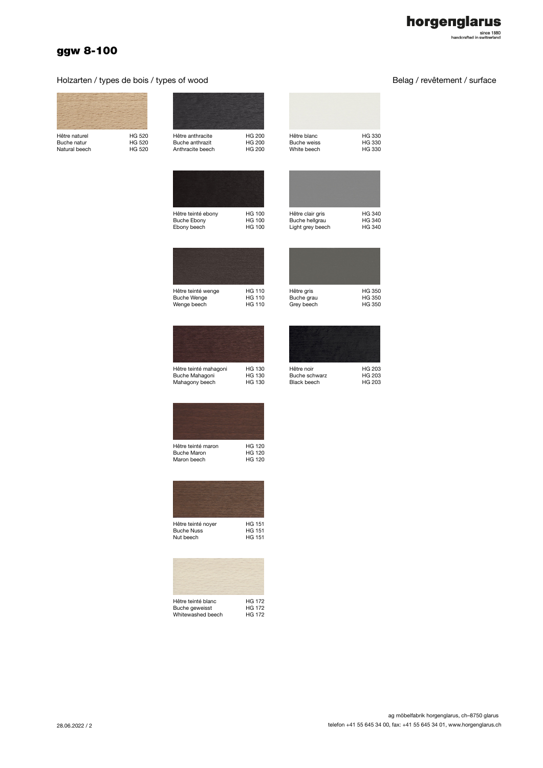## ggw 8-100

### Holzarten / types de bois / types of wood

Hêtre naturel HG 520
Buche natur HG 520
Natural beech HG 520

Hêtre anthracite HG 200
Buche anthrazit HG 200
Anthracite beech HG 200

Hêtre teinté ebony HG 100
Buche Ebony HG 100
Ebony beech HG 100

Hêtre teinté wenge HG 110
Buche Wenge HG 110
Wenge beech HG 110

Hêtre teinté mahagoni HG 130
Buche Mahagoni HG 130
Mahagony beech HG 130

Hêtre teinté maron HG 120
Buche Maron HG 120
Maron beech HG 120

Hêtre teinté noyer HG 151
Buche Nuss HG 151
Nut beech HG 151

Hêtre teinté blanc HG 172
Buche geweisst HG 172
Whitewashed beech HG 172

Hêtre blanc HG 330
Buche weiss HG 330
White beech HG 330

Hêtre clair gris HG 340
Buche hellgrau HG 340
Light grey beech HG 340

Hêtre gris HG 350
Buche grau HG 350
Grey beech HG 350

Hêtre noir HG 203
Buche schwarz HG 203
Black beech HG 203

### Belag / revêtement / surface

28.06.2022

ag möbelfabrik horgenglarus, ch–8750 glarus
telefon +41 55 645 34 00, fax: +41 55 645 34 01, www.horgenglarus.ch